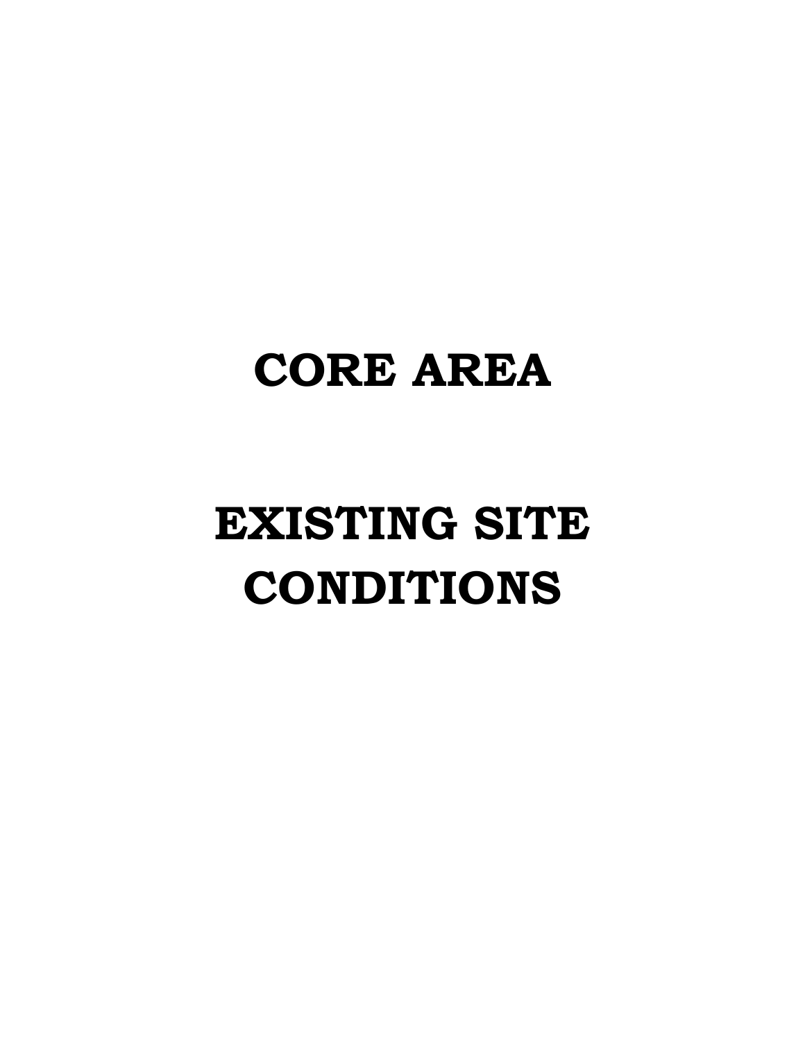# CORE AREA

# EXISTING SITE CONDITIONS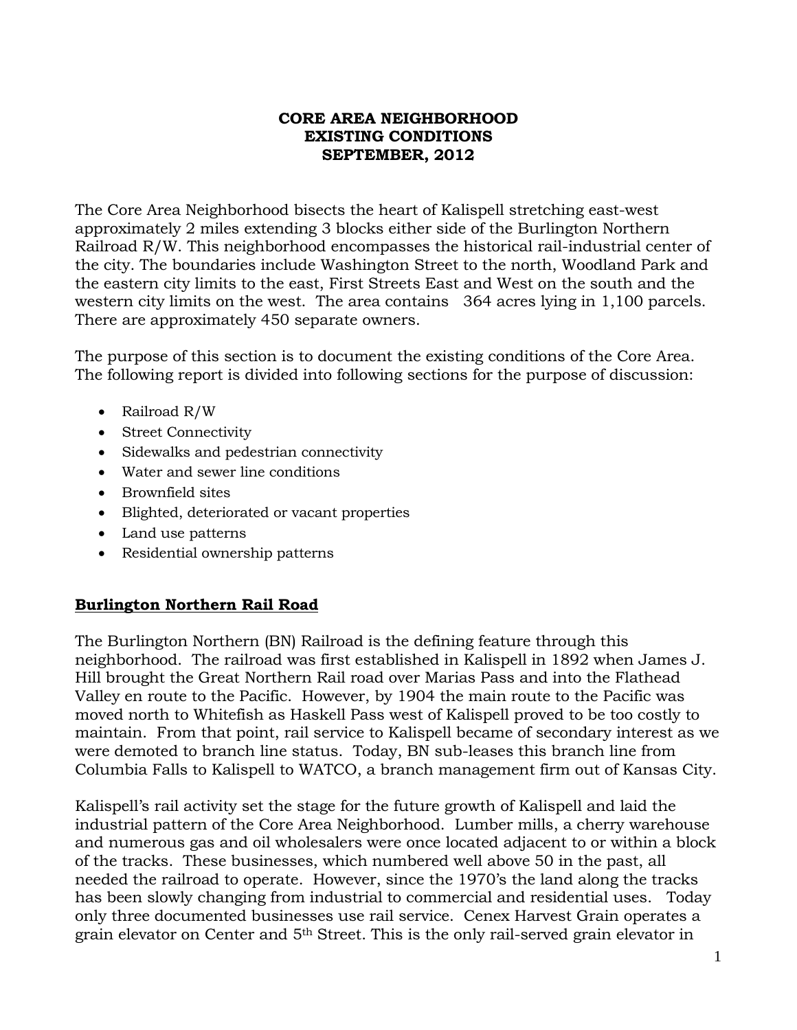**CORE AREA NEIGHBORHOOD**
**EXISTING CONDITIONS**
**SEPTEMBER, 2012**

The Core Area Neighborhood bisects the heart of Kalispell stretching east-west approximately 2 miles extending 3 blocks either side of the Burlington Northern Railroad R/W. This neighborhood encompasses the historical rail-industrial center of the city. The boundaries include Washington Street to the north, Woodland Park and the eastern city limits to the east, First Streets East and West on the south and the western city limits on the west. The area contains 364 acres lying in 1,100 parcels. There are approximately 450 separate owners.

The purpose of this section is to document the existing conditions of the Core Area. The following report is divided into following sections for the purpose of discussion:

- Railroad R/W
- Street Connectivity
- Sidewalks and pedestrian connectivity
- Water and sewer line conditions
- Brownfield sites
- Blighted, deteriorated or vacant properties
- Land use patterns
- Residential ownership patterns

## Burlington Northern Rail Road

The Burlington Northern (BN) Railroad is the defining feature through this neighborhood. The railroad was first established in Kalispell in 1892 when James J. Hill brought the Great Northern Rail road over Marias Pass and into the Flathead Valley en route to the Pacific. However, by 1904 the main route to the Pacific was moved north to Whitefish as Haskell Pass west of Kalispell proved to be too costly to maintain. From that point, rail service to Kalispell became of secondary interest as we were demoted to branch line status. Today, BN sub-leases this branch line from Columbia Falls to Kalispell to WATCO, a branch management firm out of Kansas City.

Kalispell's rail activity set the stage for the future growth of Kalispell and laid the industrial pattern of the Core Area Neighborhood. Lumber mills, a cherry warehouse and numerous gas and oil wholesalers were once located adjacent to or within a block of the tracks. These businesses, which numbered well above 50 in the past, all needed the railroad to operate. However, since the 1970's the land along the tracks has been slowly changing from industrial to commercial and residential uses. Today only three documented businesses use rail service. Cenex Harvest Grain operates a grain elevator on Center and 5th Street. This is the only rail-served grain elevator in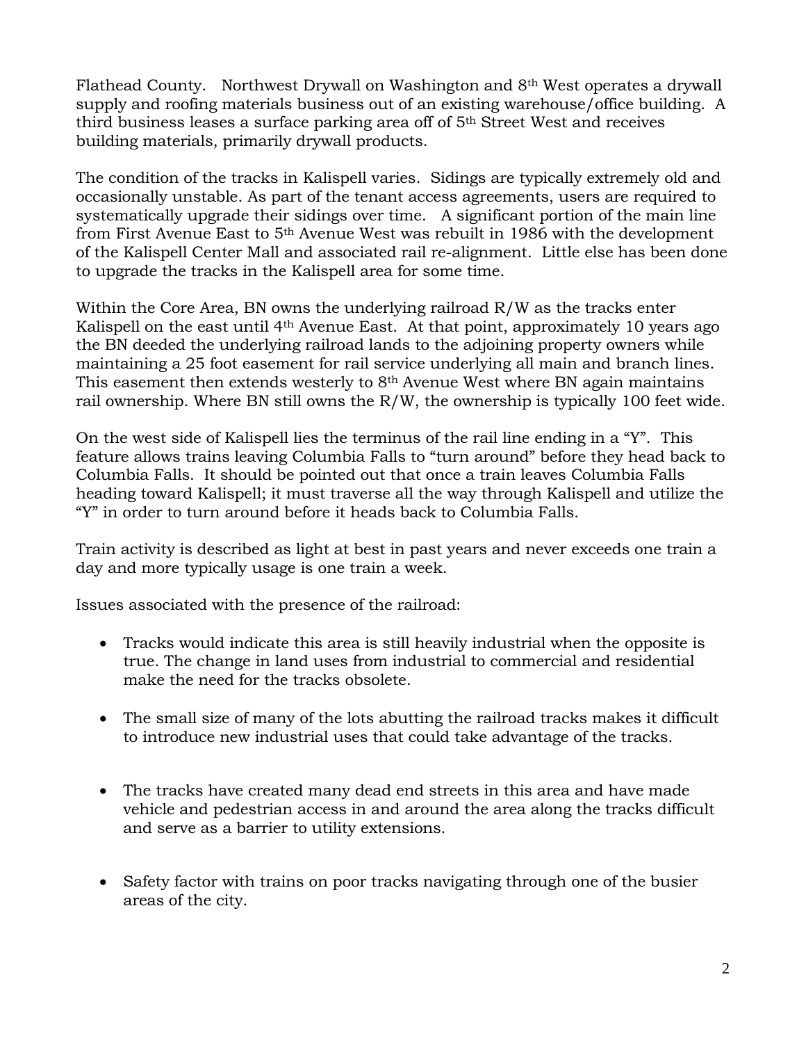Flathead County. Northwest Drywall on Washington and 8th West operates a drywall supply and roofing materials business out of an existing warehouse/office building. A third business leases a surface parking area off of 5th Street West and receives building materials, primarily drywall products.

The condition of the tracks in Kalispell varies. Sidings are typically extremely old and occasionally unstable. As part of the tenant access agreements, users are required to systematically upgrade their sidings over time. A significant portion of the main line from First Avenue East to 5th Avenue West was rebuilt in 1986 with the development of the Kalispell Center Mall and associated rail re-alignment. Little else has been done to upgrade the tracks in the Kalispell area for some time.

Within the Core Area, BN owns the underlying railroad R/W as the tracks enter Kalispell on the east until 4th Avenue East. At that point, approximately 10 years ago the BN deeded the underlying railroad lands to the adjoining property owners while maintaining a 25 foot easement for rail service underlying all main and branch lines. This easement then extends westerly to 8th Avenue West where BN again maintains rail ownership. Where BN still owns the R/W, the ownership is typically 100 feet wide.

On the west side of Kalispell lies the terminus of the rail line ending in a "Y". This feature allows trains leaving Columbia Falls to "turn around" before they head back to Columbia Falls. It should be pointed out that once a train leaves Columbia Falls heading toward Kalispell; it must traverse all the way through Kalispell and utilize the "Y" in order to turn around before it heads back to Columbia Falls.

Train activity is described as light at best in past years and never exceeds one train a day and more typically usage is one train a week.

Issues associated with the presence of the railroad:

- Tracks would indicate this area is still heavily industrial when the opposite is true. The change in land uses from industrial to commercial and residential make the need for the tracks obsolete.

- The small size of many of the lots abutting the railroad tracks makes it difficult to introduce new industrial uses that could take advantage of the tracks.

- The tracks have created many dead end streets in this area and have made vehicle and pedestrian access in and around the area along the tracks difficult and serve as a barrier to utility extensions.

- Safety factor with trains on poor tracks navigating through one of the busier areas of the city.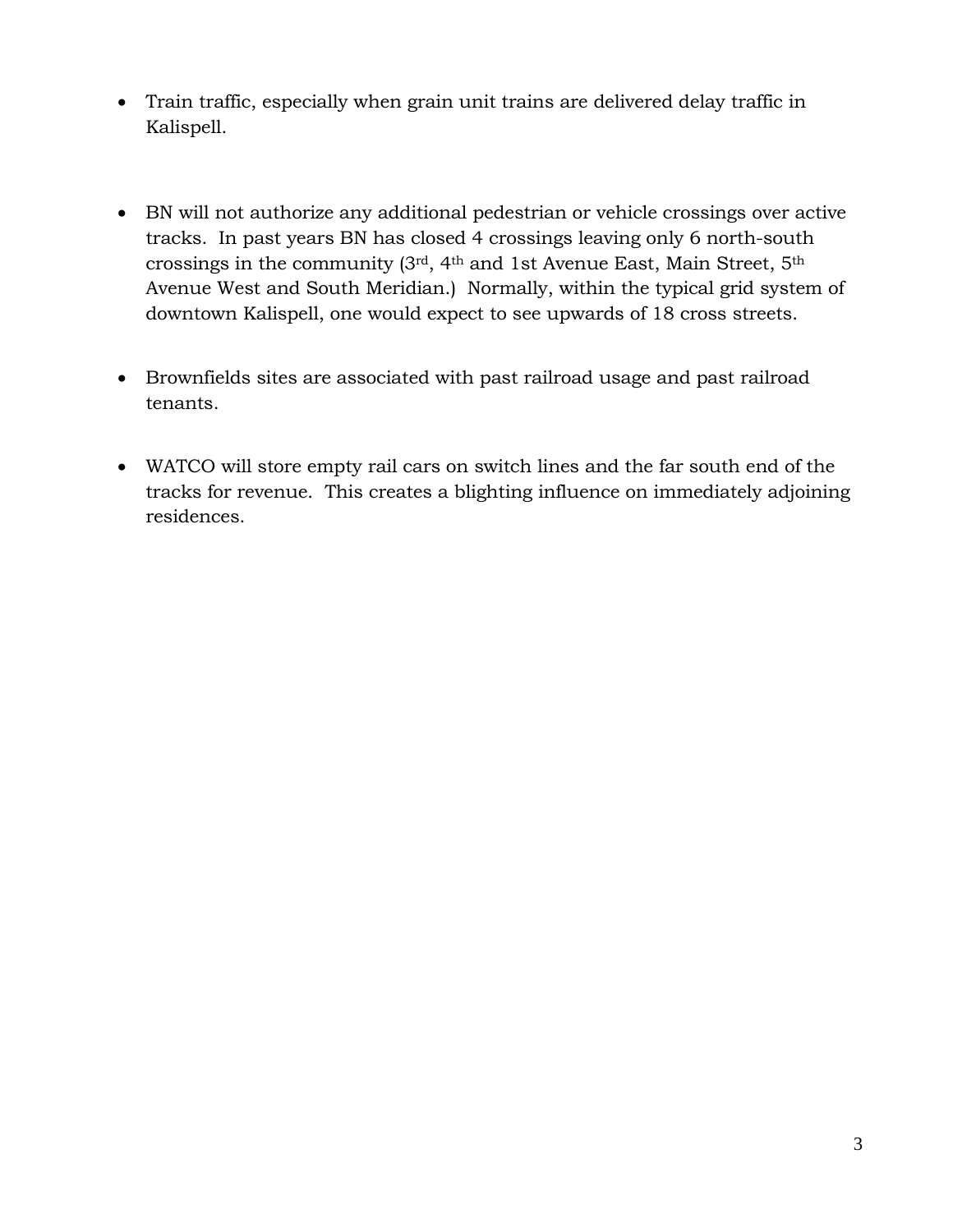- Train traffic, especially when grain unit trains are delivered delay traffic in Kalispell.

- BN will not authorize any additional pedestrian or vehicle crossings over active tracks. In past years BN has closed 4 crossings leaving only 6 north-south crossings in the community (3rd, 4th and 1st Avenue East, Main Street, 5th Avenue West and South Meridian.) Normally, within the typical grid system of downtown Kalispell, one would expect to see upwards of 18 cross streets.

- Brownfields sites are associated with past railroad usage and past railroad tenants.

- WATCO will store empty rail cars on switch lines and the far south end of the tracks for revenue. This creates a blighting influence on immediately adjoining residences.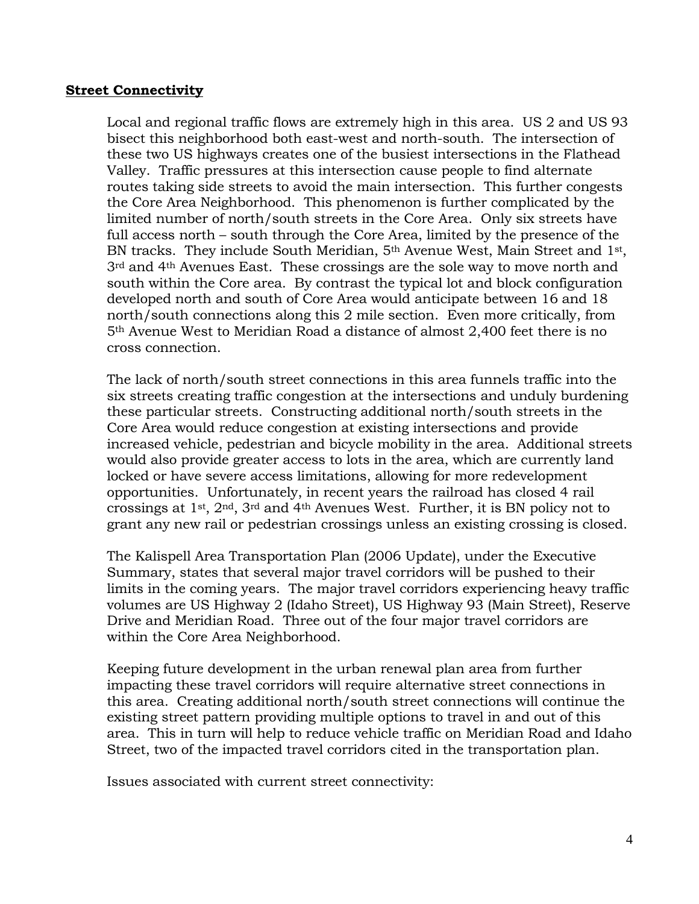**Street Connectivity**

Local and regional traffic flows are extremely high in this area. US 2 and US 93 bisect this neighborhood both east-west and north-south. The intersection of these two US highways creates one of the busiest intersections in the Flathead Valley. Traffic pressures at this intersection cause people to find alternate routes taking side streets to avoid the main intersection. This further congests the Core Area Neighborhood. This phenomenon is further complicated by the limited number of north/south streets in the Core Area. Only six streets have full access north – south through the Core Area, limited by the presence of the BN tracks. They include South Meridian, 5th Avenue West, Main Street and 1st, 3rd and 4th Avenues East. These crossings are the sole way to move north and south within the Core area. By contrast the typical lot and block configuration developed north and south of Core Area would anticipate between 16 and 18 north/south connections along this 2 mile section. Even more critically, from 5th Avenue West to Meridian Road a distance of almost 2,400 feet there is no cross connection.

The lack of north/south street connections in this area funnels traffic into the six streets creating traffic congestion at the intersections and unduly burdening these particular streets. Constructing additional north/south streets in the Core Area would reduce congestion at existing intersections and provide increased vehicle, pedestrian and bicycle mobility in the area. Additional streets would also provide greater access to lots in the area, which are currently land locked or have severe access limitations, allowing for more redevelopment opportunities. Unfortunately, in recent years the railroad has closed 4 rail crossings at 1st, 2nd, 3rd and 4th Avenues West. Further, it is BN policy not to grant any new rail or pedestrian crossings unless an existing crossing is closed.

The Kalispell Area Transportation Plan (2006 Update), under the Executive Summary, states that several major travel corridors will be pushed to their limits in the coming years. The major travel corridors experiencing heavy traffic volumes are US Highway 2 (Idaho Street), US Highway 93 (Main Street), Reserve Drive and Meridian Road. Three out of the four major travel corridors are within the Core Area Neighborhood.

Keeping future development in the urban renewal plan area from further impacting these travel corridors will require alternative street connections in this area. Creating additional north/south street connections will continue the existing street pattern providing multiple options to travel in and out of this area. This in turn will help to reduce vehicle traffic on Meridian Road and Idaho Street, two of the impacted travel corridors cited in the transportation plan.

Issues associated with current street connectivity: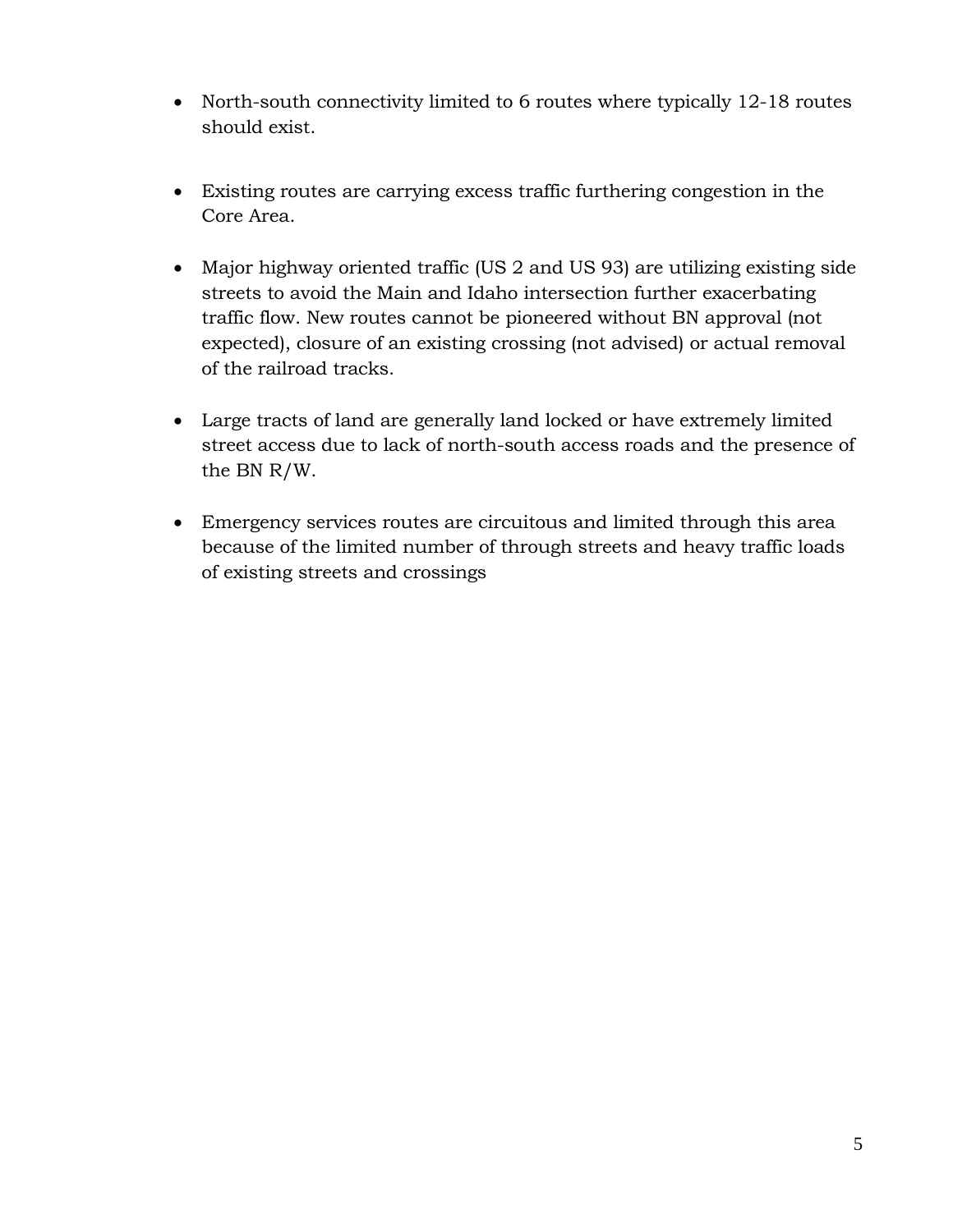- North-south connectivity limited to 6 routes where typically 12-18 routes should exist.

- Existing routes are carrying excess traffic furthering congestion in the Core Area.

- Major highway oriented traffic (US 2 and US 93) are utilizing existing side streets to avoid the Main and Idaho intersection further exacerbating traffic flow. New routes cannot be pioneered without BN approval (not expected), closure of an existing crossing (not advised) or actual removal of the railroad tracks.

- Large tracts of land are generally land locked or have extremely limited street access due to lack of north-south access roads and the presence of the BN R/W.

- Emergency services routes are circuitous and limited through this area because of the limited number of through streets and heavy traffic loads of existing streets and crossings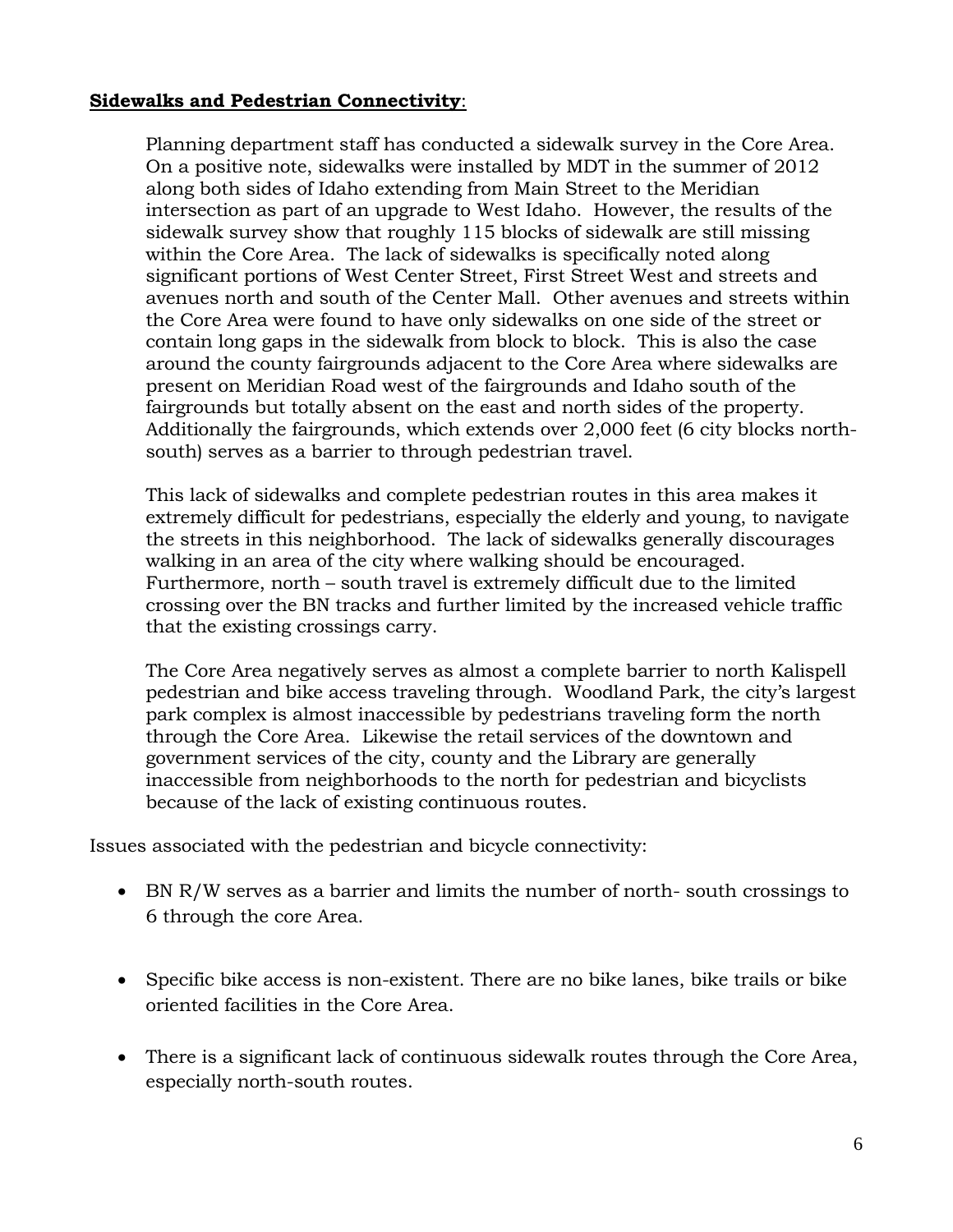**<u>Sidewalks and Pedestrian Connectivity</u>**:

Planning department staff has conducted a sidewalk survey in the Core Area. On a positive note, sidewalks were installed by MDT in the summer of 2012 along both sides of Idaho extending from Main Street to the Meridian intersection as part of an upgrade to West Idaho. However, the results of the sidewalk survey show that roughly 115 blocks of sidewalk are still missing within the Core Area. The lack of sidewalks is specifically noted along significant portions of West Center Street, First Street West and streets and avenues north and south of the Center Mall. Other avenues and streets within the Core Area were found to have only sidewalks on one side of the street or contain long gaps in the sidewalk from block to block. This is also the case around the county fairgrounds adjacent to the Core Area where sidewalks are present on Meridian Road west of the fairgrounds and Idaho south of the fairgrounds but totally absent on the east and north sides of the property. Additionally the fairgrounds, which extends over 2,000 feet (6 city blocks north-south) serves as a barrier to through pedestrian travel.

This lack of sidewalks and complete pedestrian routes in this area makes it extremely difficult for pedestrians, especially the elderly and young, to navigate the streets in this neighborhood. The lack of sidewalks generally discourages walking in an area of the city where walking should be encouraged. Furthermore, north – south travel is extremely difficult due to the limited crossing over the BN tracks and further limited by the increased vehicle traffic that the existing crossings carry.

The Core Area negatively serves as almost a complete barrier to north Kalispell pedestrian and bike access traveling through. Woodland Park, the city's largest park complex is almost inaccessible by pedestrians traveling form the north through the Core Area. Likewise the retail services of the downtown and government services of the city, county and the Library are generally inaccessible from neighborhoods to the north for pedestrian and bicyclists because of the lack of existing continuous routes.

Issues associated with the pedestrian and bicycle connectivity:

- BN R/W serves as a barrier and limits the number of north- south crossings to 6 through the core Area.
- Specific bike access is non-existent. There are no bike lanes, bike trails or bike oriented facilities in the Core Area.
- There is a significant lack of continuous sidewalk routes through the Core Area, especially north-south routes.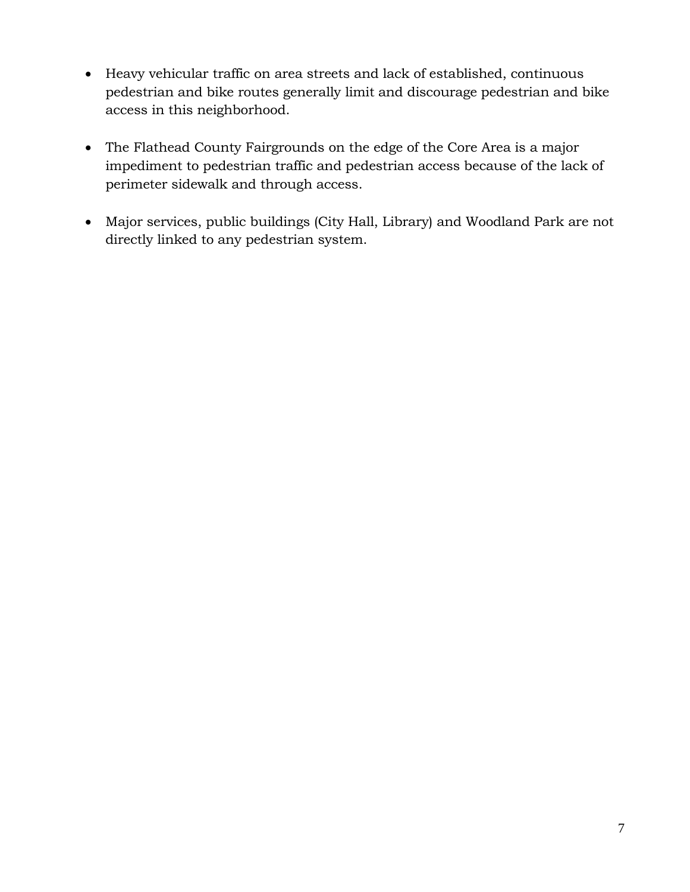- Heavy vehicular traffic on area streets and lack of established, continuous pedestrian and bike routes generally limit and discourage pedestrian and bike access in this neighborhood.

- The Flathead County Fairgrounds on the edge of the Core Area is a major impediment to pedestrian traffic and pedestrian access because of the lack of perimeter sidewalk and through access.

- Major services, public buildings (City Hall, Library) and Woodland Park are not directly linked to any pedestrian system.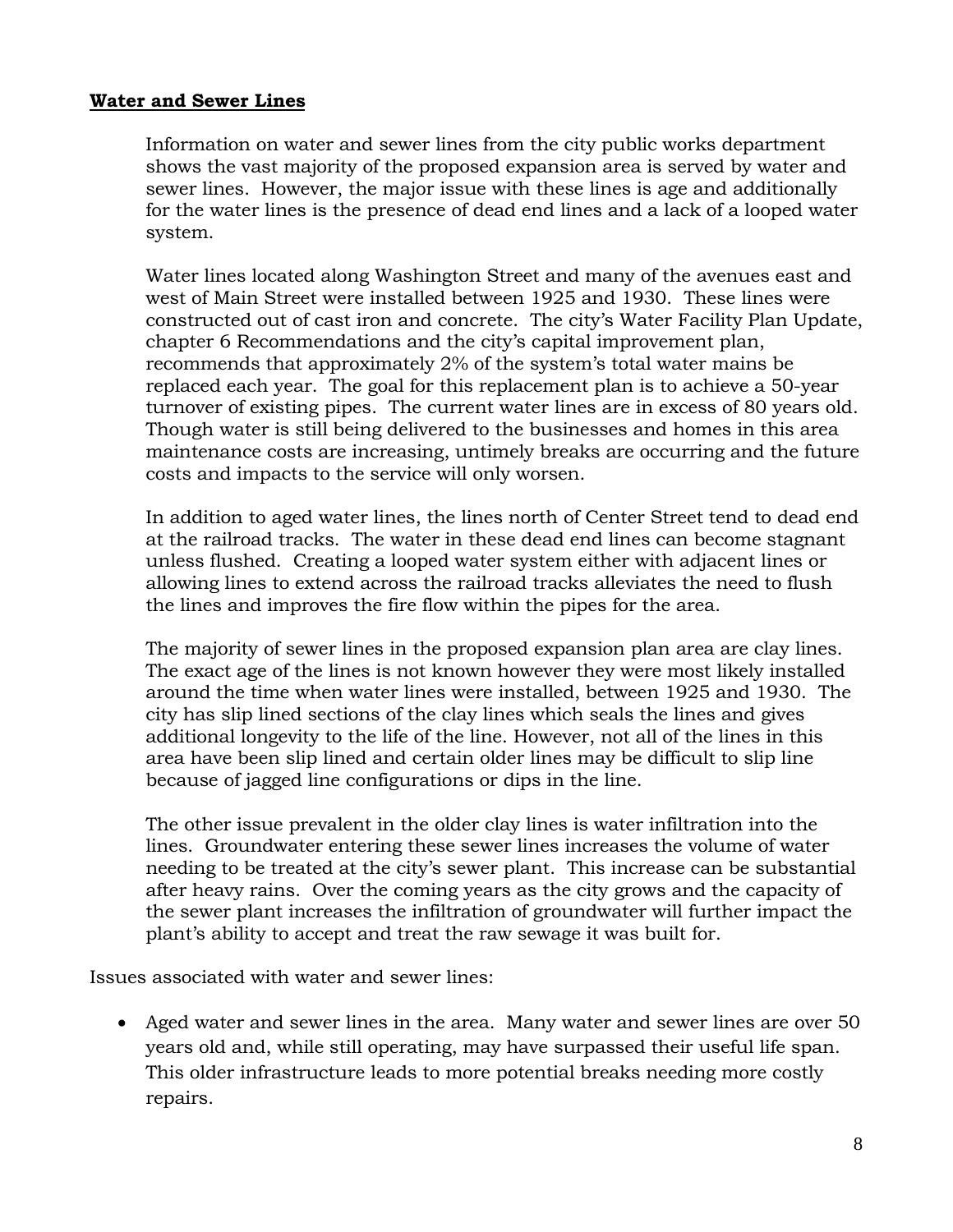**Water and Sewer Lines**

Information on water and sewer lines from the city public works department shows the vast majority of the proposed expansion area is served by water and sewer lines. However, the major issue with these lines is age and additionally for the water lines is the presence of dead end lines and a lack of a looped water system.

Water lines located along Washington Street and many of the avenues east and west of Main Street were installed between 1925 and 1930. These lines were constructed out of cast iron and concrete. The city's Water Facility Plan Update, chapter 6 Recommendations and the city's capital improvement plan, recommends that approximately 2% of the system's total water mains be replaced each year. The goal for this replacement plan is to achieve a 50-year turnover of existing pipes. The current water lines are in excess of 80 years old. Though water is still being delivered to the businesses and homes in this area maintenance costs are increasing, untimely breaks are occurring and the future costs and impacts to the service will only worsen.

In addition to aged water lines, the lines north of Center Street tend to dead end at the railroad tracks. The water in these dead end lines can become stagnant unless flushed. Creating a looped water system either with adjacent lines or allowing lines to extend across the railroad tracks alleviates the need to flush the lines and improves the fire flow within the pipes for the area.

The majority of sewer lines in the proposed expansion plan area are clay lines. The exact age of the lines is not known however they were most likely installed around the time when water lines were installed, between 1925 and 1930. The city has slip lined sections of the clay lines which seals the lines and gives additional longevity to the life of the line. However, not all of the lines in this area have been slip lined and certain older lines may be difficult to slip line because of jagged line configurations or dips in the line.

The other issue prevalent in the older clay lines is water infiltration into the lines. Groundwater entering these sewer lines increases the volume of water needing to be treated at the city's sewer plant. This increase can be substantial after heavy rains. Over the coming years as the city grows and the capacity of the sewer plant increases the infiltration of groundwater will further impact the plant's ability to accept and treat the raw sewage it was built for.

Issues associated with water and sewer lines:

- Aged water and sewer lines in the area. Many water and sewer lines are over 50 years old and, while still operating, may have surpassed their useful life span. This older infrastructure leads to more potential breaks needing more costly repairs.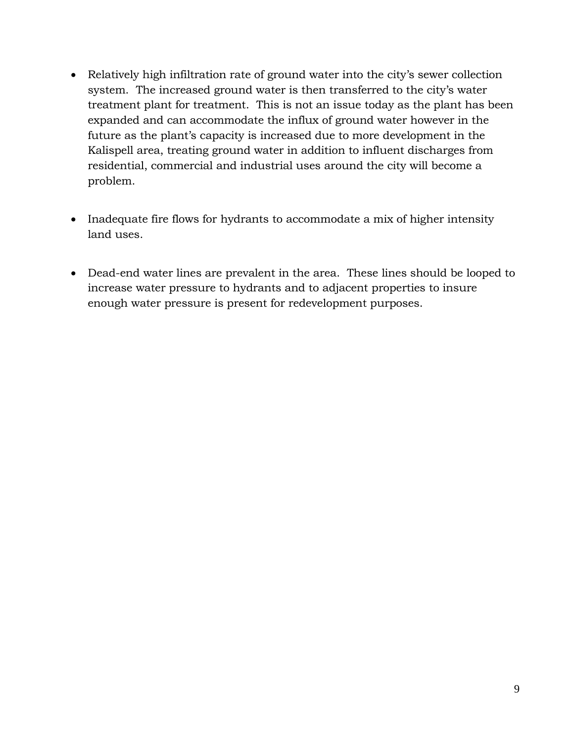- Relatively high infiltration rate of ground water into the city's sewer collection system. The increased ground water is then transferred to the city's water treatment plant for treatment. This is not an issue today as the plant has been expanded and can accommodate the influx of ground water however in the future as the plant's capacity is increased due to more development in the Kalispell area, treating ground water in addition to influent discharges from residential, commercial and industrial uses around the city will become a problem.

- Inadequate fire flows for hydrants to accommodate a mix of higher intensity land uses.

- Dead-end water lines are prevalent in the area. These lines should be looped to increase water pressure to hydrants and to adjacent properties to insure enough water pressure is present for redevelopment purposes.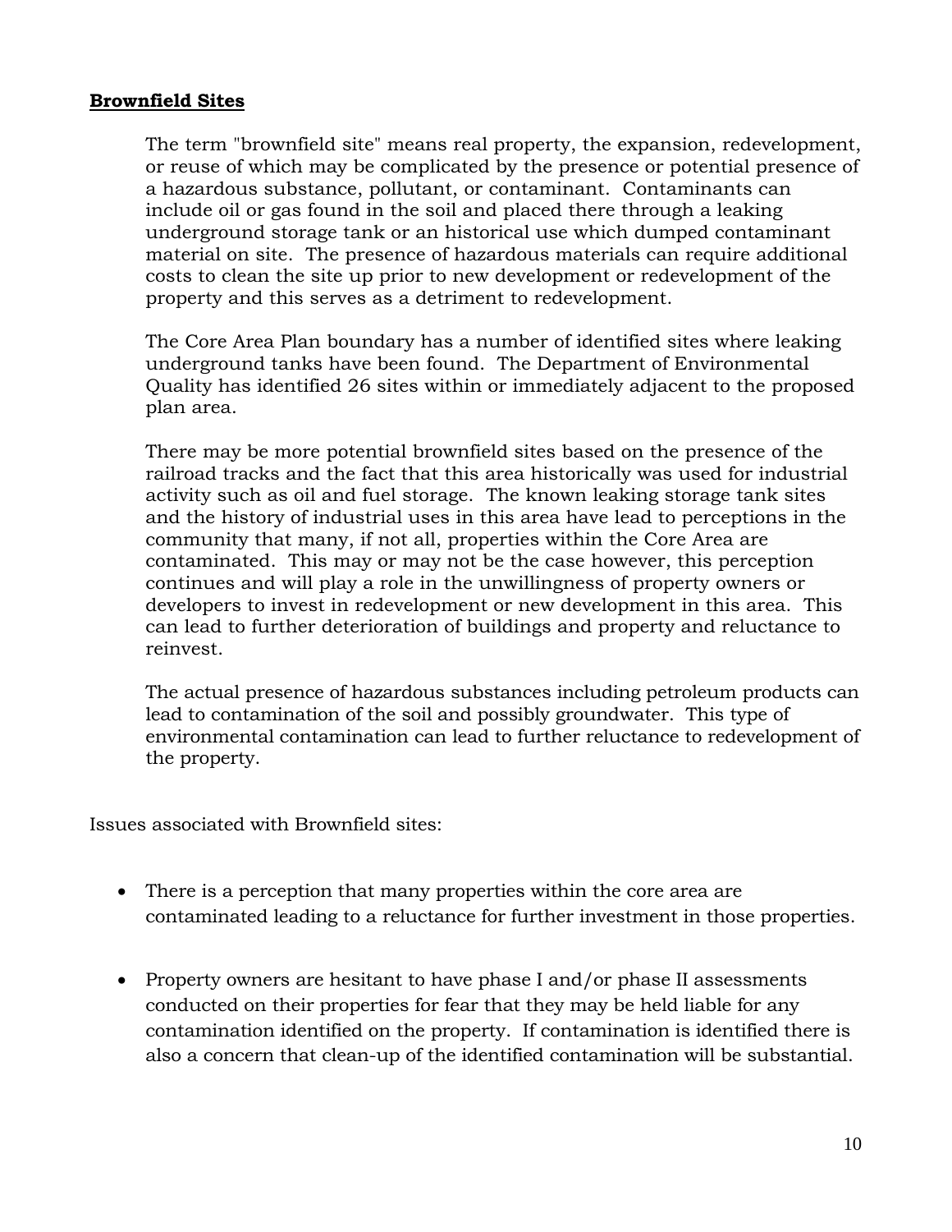## Brownfield Sites

The term "brownfield site" means real property, the expansion, redevelopment, or reuse of which may be complicated by the presence or potential presence of a hazardous substance, pollutant, or contaminant. Contaminants can include oil or gas found in the soil and placed there through a leaking underground storage tank or an historical use which dumped contaminant material on site. The presence of hazardous materials can require additional costs to clean the site up prior to new development or redevelopment of the property and this serves as a detriment to redevelopment.

The Core Area Plan boundary has a number of identified sites where leaking underground tanks have been found. The Department of Environmental Quality has identified 26 sites within or immediately adjacent to the proposed plan area.

There may be more potential brownfield sites based on the presence of the railroad tracks and the fact that this area historically was used for industrial activity such as oil and fuel storage. The known leaking storage tank sites and the history of industrial uses in this area have lead to perceptions in the community that many, if not all, properties within the Core Area are contaminated. This may or may not be the case however, this perception continues and will play a role in the unwillingness of property owners or developers to invest in redevelopment or new development in this area. This can lead to further deterioration of buildings and property and reluctance to reinvest.

The actual presence of hazardous substances including petroleum products can lead to contamination of the soil and possibly groundwater. This type of environmental contamination can lead to further reluctance to redevelopment of the property.

Issues associated with Brownfield sites:

- There is a perception that many properties within the core area are contaminated leading to a reluctance for further investment in those properties.

- Property owners are hesitant to have phase I and/or phase II assessments conducted on their properties for fear that they may be held liable for any contamination identified on the property. If contamination is identified there is also a concern that clean-up of the identified contamination will be substantial.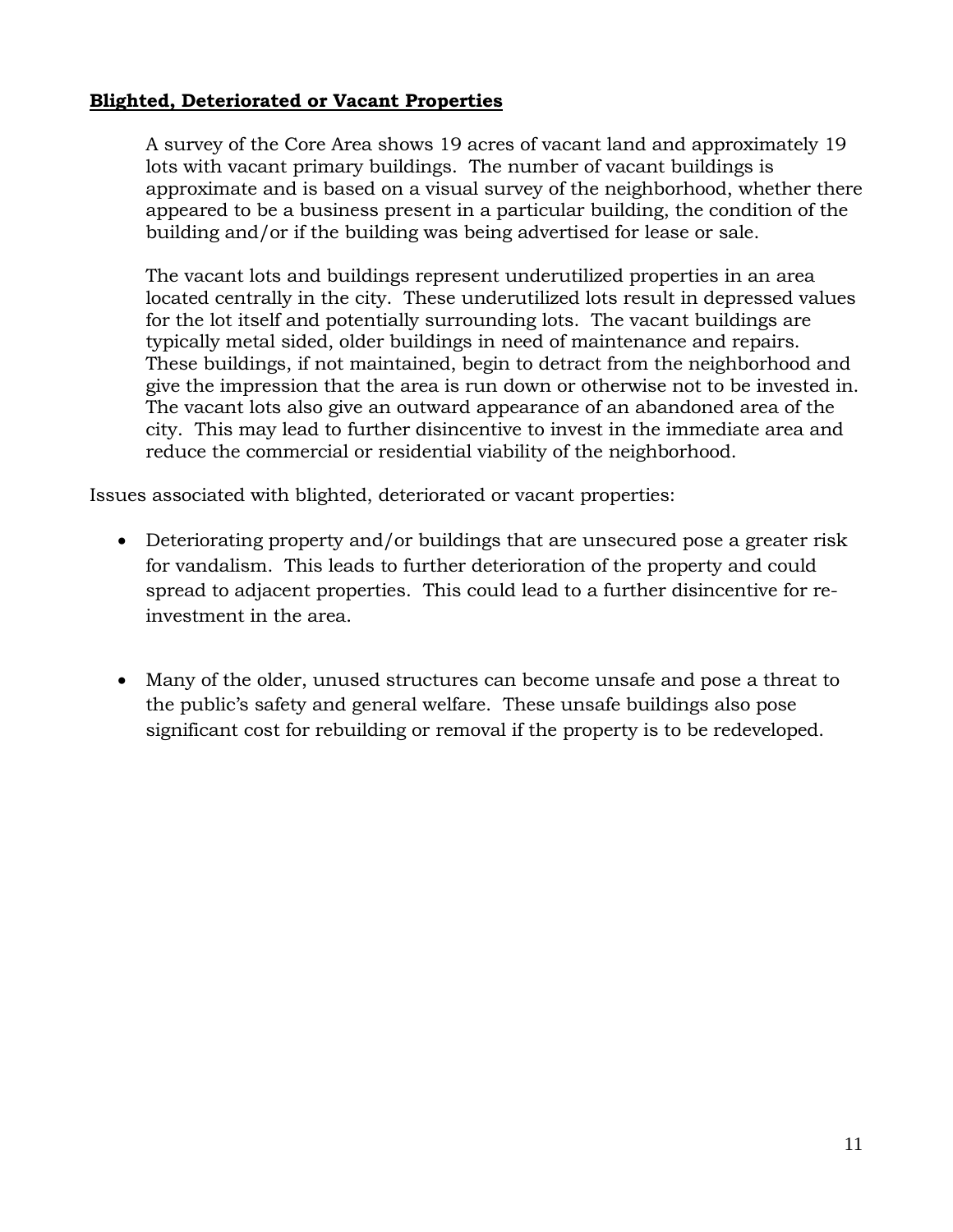**Blighted, Deteriorated or Vacant Properties**

A survey of the Core Area shows 19 acres of vacant land and approximately 19 lots with vacant primary buildings. The number of vacant buildings is approximate and is based on a visual survey of the neighborhood, whether there appeared to be a business present in a particular building, the condition of the building and/or if the building was being advertised for lease or sale.

The vacant lots and buildings represent underutilized properties in an area located centrally in the city. These underutilized lots result in depressed values for the lot itself and potentially surrounding lots. The vacant buildings are typically metal sided, older buildings in need of maintenance and repairs. These buildings, if not maintained, begin to detract from the neighborhood and give the impression that the area is run down or otherwise not to be invested in. The vacant lots also give an outward appearance of an abandoned area of the city. This may lead to further disincentive to invest in the immediate area and reduce the commercial or residential viability of the neighborhood.

Issues associated with blighted, deteriorated or vacant properties:

- Deteriorating property and/or buildings that are unsecured pose a greater risk for vandalism. This leads to further deterioration of the property and could spread to adjacent properties. This could lead to a further disincentive for re-investment in the area.

- Many of the older, unused structures can become unsafe and pose a threat to the public's safety and general welfare. These unsafe buildings also pose significant cost for rebuilding or removal if the property is to be redeveloped.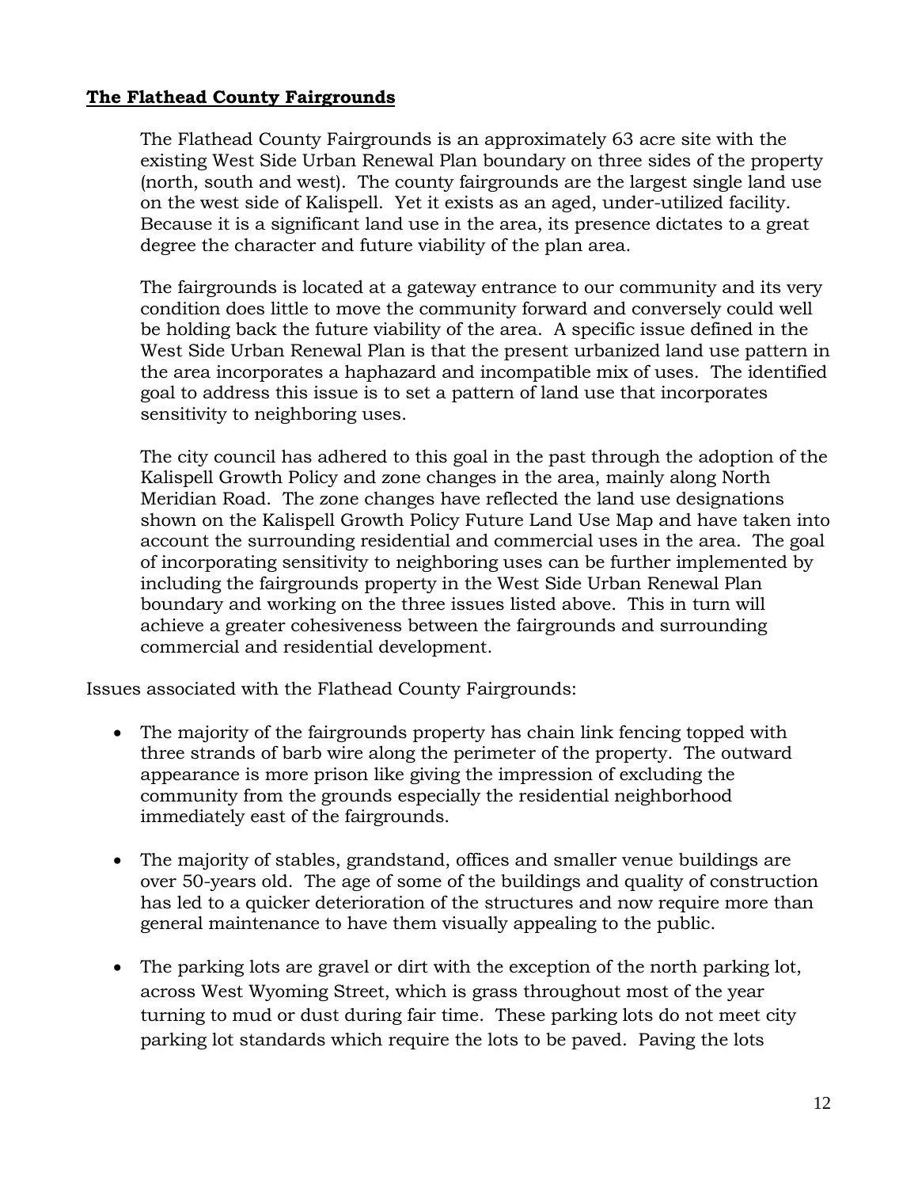**The Flathead County Fairgrounds**

The Flathead County Fairgrounds is an approximately 63 acre site with the existing West Side Urban Renewal Plan boundary on three sides of the property (north, south and west). The county fairgrounds are the largest single land use on the west side of Kalispell. Yet it exists as an aged, under-utilized facility. Because it is a significant land use in the area, its presence dictates to a great degree the character and future viability of the plan area.

The fairgrounds is located at a gateway entrance to our community and its very condition does little to move the community forward and conversely could well be holding back the future viability of the area. A specific issue defined in the West Side Urban Renewal Plan is that the present urbanized land use pattern in the area incorporates a haphazard and incompatible mix of uses. The identified goal to address this issue is to set a pattern of land use that incorporates sensitivity to neighboring uses.

The city council has adhered to this goal in the past through the adoption of the Kalispell Growth Policy and zone changes in the area, mainly along North Meridian Road. The zone changes have reflected the land use designations shown on the Kalispell Growth Policy Future Land Use Map and have taken into account the surrounding residential and commercial uses in the area. The goal of incorporating sensitivity to neighboring uses can be further implemented by including the fairgrounds property in the West Side Urban Renewal Plan boundary and working on the three issues listed above. This in turn will achieve a greater cohesiveness between the fairgrounds and surrounding commercial and residential development.

Issues associated with the Flathead County Fairgrounds:

- The majority of the fairgrounds property has chain link fencing topped with three strands of barb wire along the perimeter of the property. The outward appearance is more prison like giving the impression of excluding the community from the grounds especially the residential neighborhood immediately east of the fairgrounds.

- The majority of stables, grandstand, offices and smaller venue buildings are over 50-years old. The age of some of the buildings and quality of construction has led to a quicker deterioration of the structures and now require more than general maintenance to have them visually appealing to the public.

- The parking lots are gravel or dirt with the exception of the north parking lot, across West Wyoming Street, which is grass throughout most of the year turning to mud or dust during fair time. These parking lots do not meet city parking lot standards which require the lots to be paved. Paving the lots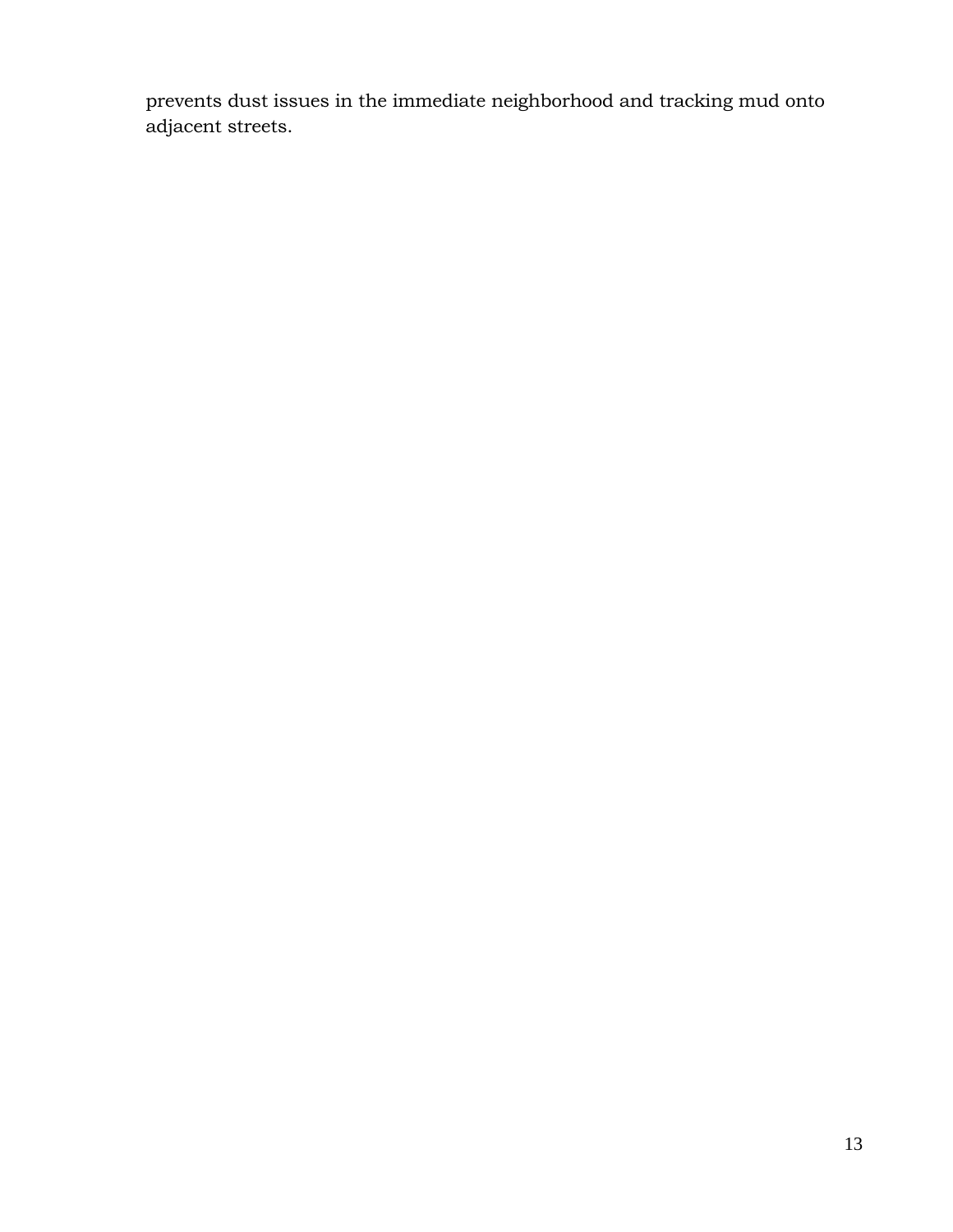prevents dust issues in the immediate neighborhood and tracking mud onto adjacent streets.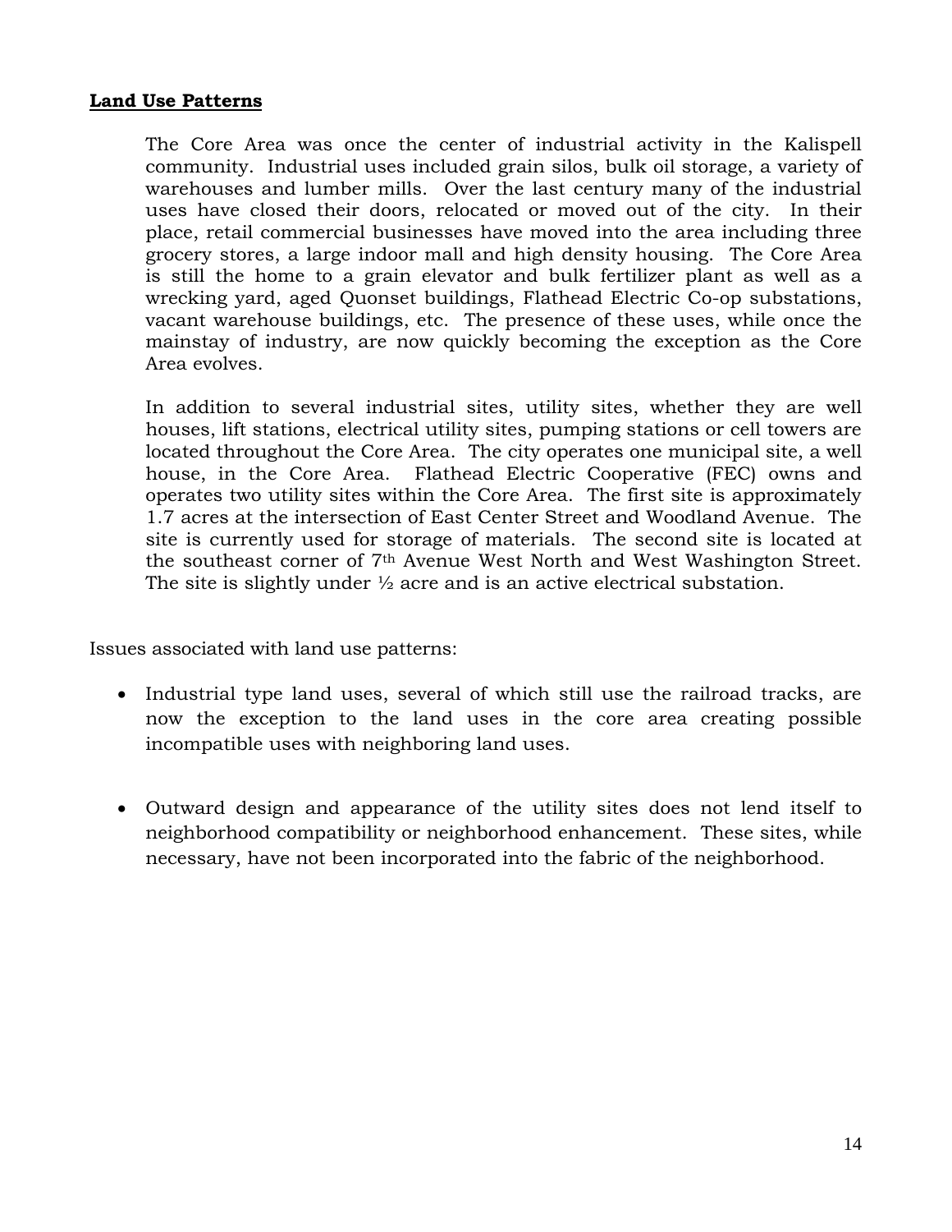**<u>Land Use Patterns</u>**

The Core Area was once the center of industrial activity in the Kalispell community. Industrial uses included grain silos, bulk oil storage, a variety of warehouses and lumber mills. Over the last century many of the industrial uses have closed their doors, relocated or moved out of the city. In their place, retail commercial businesses have moved into the area including three grocery stores, a large indoor mall and high density housing. The Core Area is still the home to a grain elevator and bulk fertilizer plant as well as a wrecking yard, aged Quonset buildings, Flathead Electric Co-op substations, vacant warehouse buildings, etc. The presence of these uses, while once the mainstay of industry, are now quickly becoming the exception as the Core Area evolves.

In addition to several industrial sites, utility sites, whether they are well houses, lift stations, electrical utility sites, pumping stations or cell towers are located throughout the Core Area. The city operates one municipal site, a well house, in the Core Area. Flathead Electric Cooperative (FEC) owns and operates two utility sites within the Core Area. The first site is approximately 1.7 acres at the intersection of East Center Street and Woodland Avenue. The site is currently used for storage of materials. The second site is located at the southeast corner of 7th Avenue West North and West Washington Street. The site is slightly under ½ acre and is an active electrical substation.

Issues associated with land use patterns:

- Industrial type land uses, several of which still use the railroad tracks, are now the exception to the land uses in the core area creating possible incompatible uses with neighboring land uses.

- Outward design and appearance of the utility sites does not lend itself to neighborhood compatibility or neighborhood enhancement. These sites, while necessary, have not been incorporated into the fabric of the neighborhood.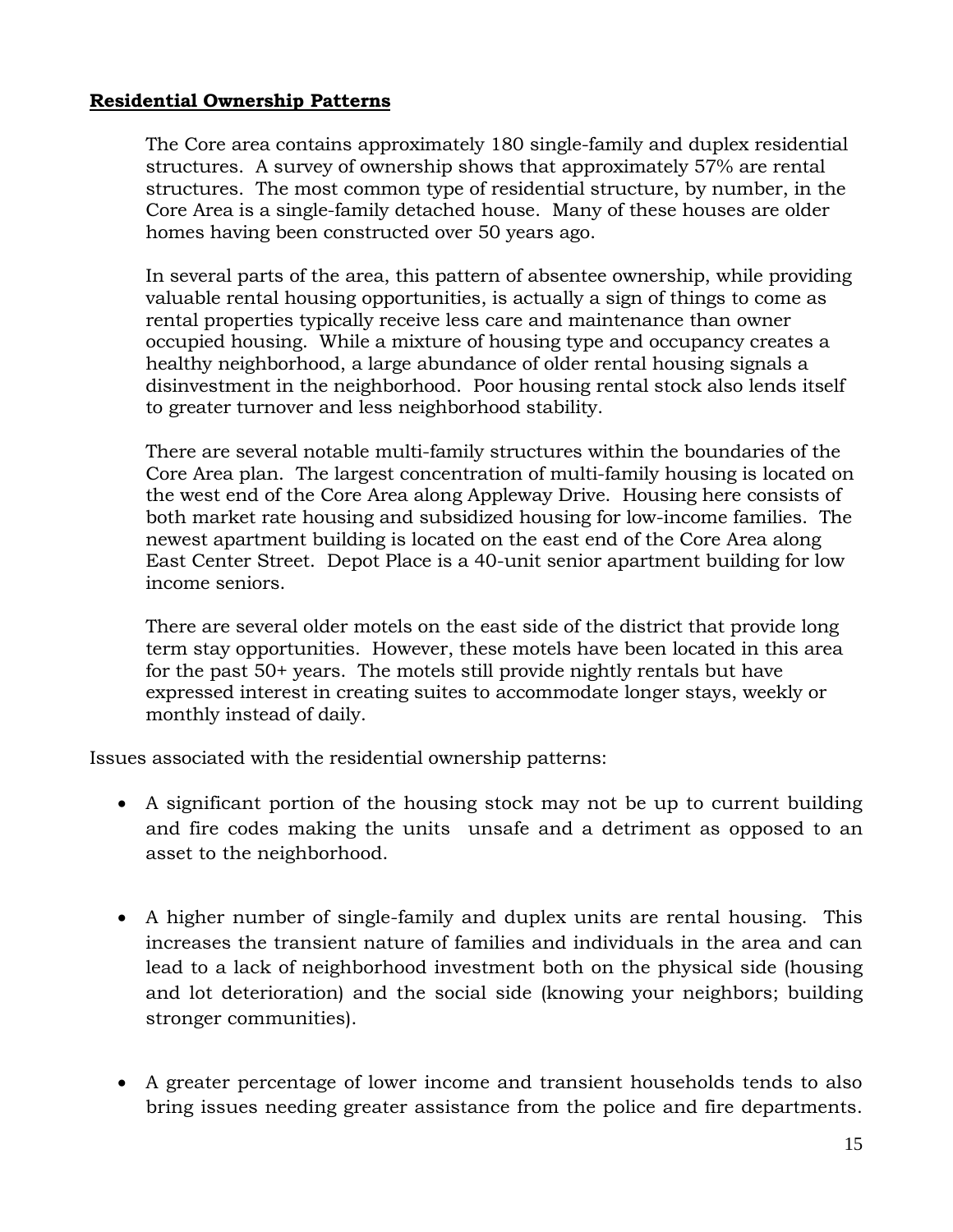**Residential Ownership Patterns**

The Core area contains approximately 180 single-family and duplex residential structures. A survey of ownership shows that approximately 57% are rental structures. The most common type of residential structure, by number, in the Core Area is a single-family detached house. Many of these houses are older homes having been constructed over 50 years ago.

In several parts of the area, this pattern of absentee ownership, while providing valuable rental housing opportunities, is actually a sign of things to come as rental properties typically receive less care and maintenance than owner occupied housing. While a mixture of housing type and occupancy creates a healthy neighborhood, a large abundance of older rental housing signals a disinvestment in the neighborhood. Poor housing rental stock also lends itself to greater turnover and less neighborhood stability.

There are several notable multi-family structures within the boundaries of the Core Area plan. The largest concentration of multi-family housing is located on the west end of the Core Area along Appleway Drive. Housing here consists of both market rate housing and subsidized housing for low-income families. The newest apartment building is located on the east end of the Core Area along East Center Street. Depot Place is a 40-unit senior apartment building for low income seniors.

There are several older motels on the east side of the district that provide long term stay opportunities. However, these motels have been located in this area for the past 50+ years. The motels still provide nightly rentals but have expressed interest in creating suites to accommodate longer stays, weekly or monthly instead of daily.

Issues associated with the residential ownership patterns:

- A significant portion of the housing stock may not be up to current building and fire codes making the units unsafe and a detriment as opposed to an asset to the neighborhood.

- A higher number of single-family and duplex units are rental housing. This increases the transient nature of families and individuals in the area and can lead to a lack of neighborhood investment both on the physical side (housing and lot deterioration) and the social side (knowing your neighbors; building stronger communities).

- A greater percentage of lower income and transient households tends to also bring issues needing greater assistance from the police and fire departments.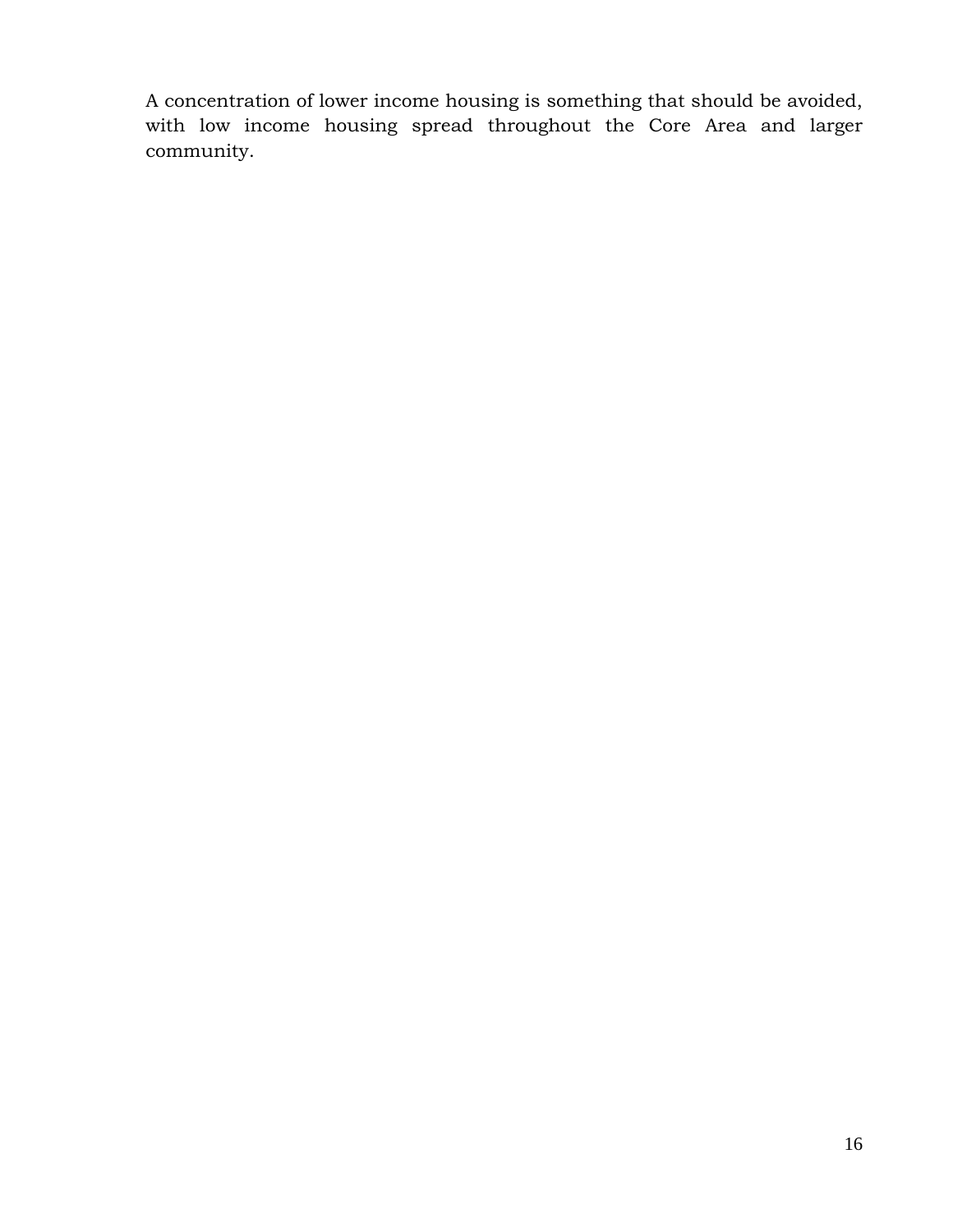A concentration of lower income housing is something that should be avoided, with low income housing spread throughout the Core Area and larger community.